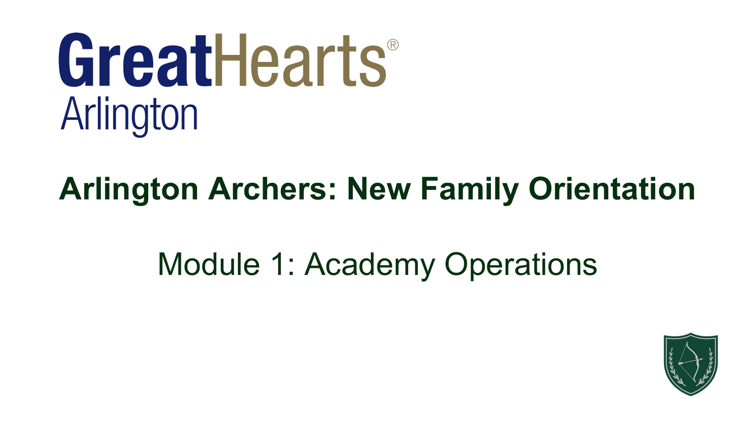GreatHearts®
Arlington

# Arlington Archers: New Family Orientation

## Module 1: Academy Operations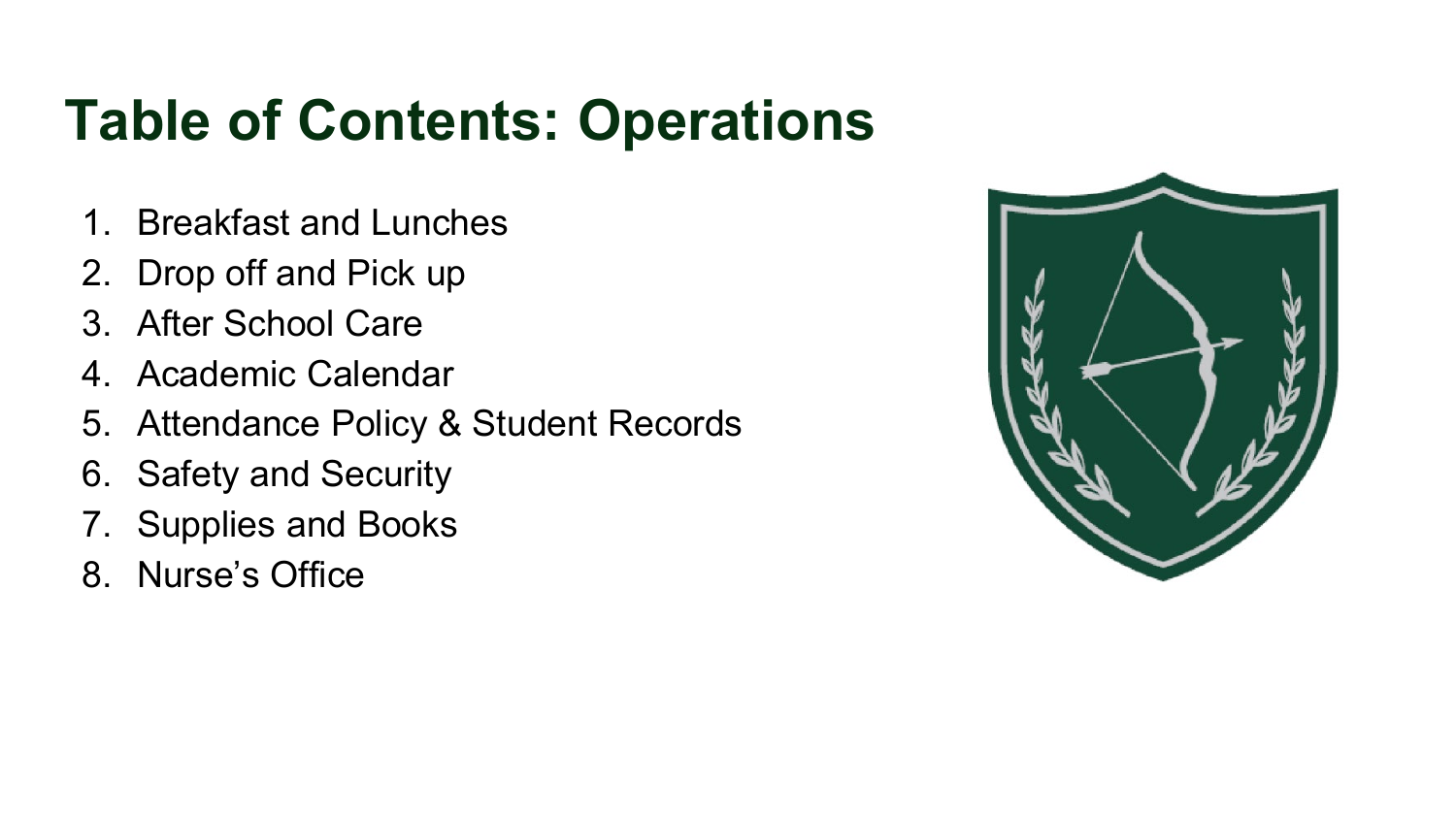# Table of Contents: Operations

1. Breakfast and Lunches
2. Drop off and Pick up
3. After School Care
4. Academic Calendar
5. Attendance Policy & Student Records
6. Safety and Security
7. Supplies and Books
8. Nurse's Office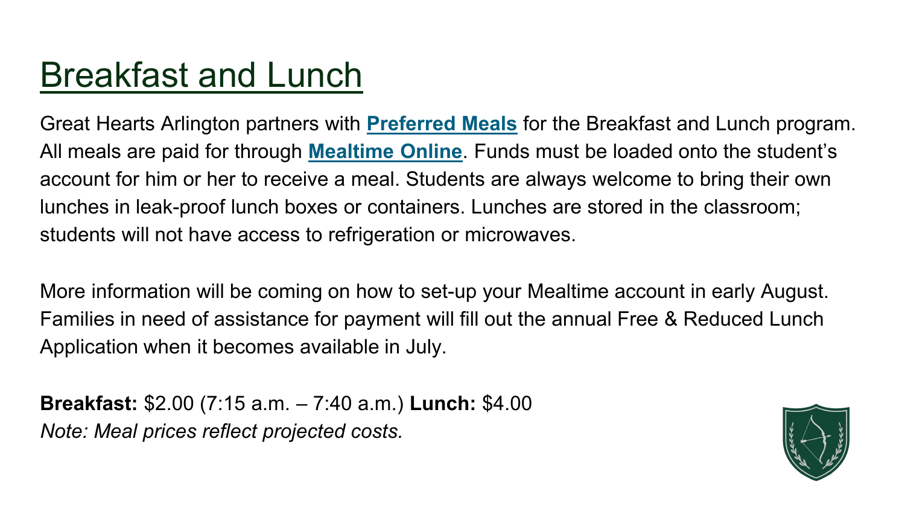# Breakfast and Lunch

Great Hearts Arlington partners with **Preferred Meals** for the Breakfast and Lunch program. All meals are paid for through **Mealtime Online**. Funds must be loaded onto the student's account for him or her to receive a meal. Students are always welcome to bring their own lunches in leak-proof lunch boxes or containers. Lunches are stored in the classroom; students will not have access to refrigeration or microwaves.

More information will be coming on how to set-up your Mealtime account in early August. Families in need of assistance for payment will fill out the annual Free & Reduced Lunch Application when it becomes available in July.

**Breakfast:** $2.00 (7:15 a.m. – 7:40 a.m.) **Lunch:** $4.00
*Note: Meal prices reflect projected costs.*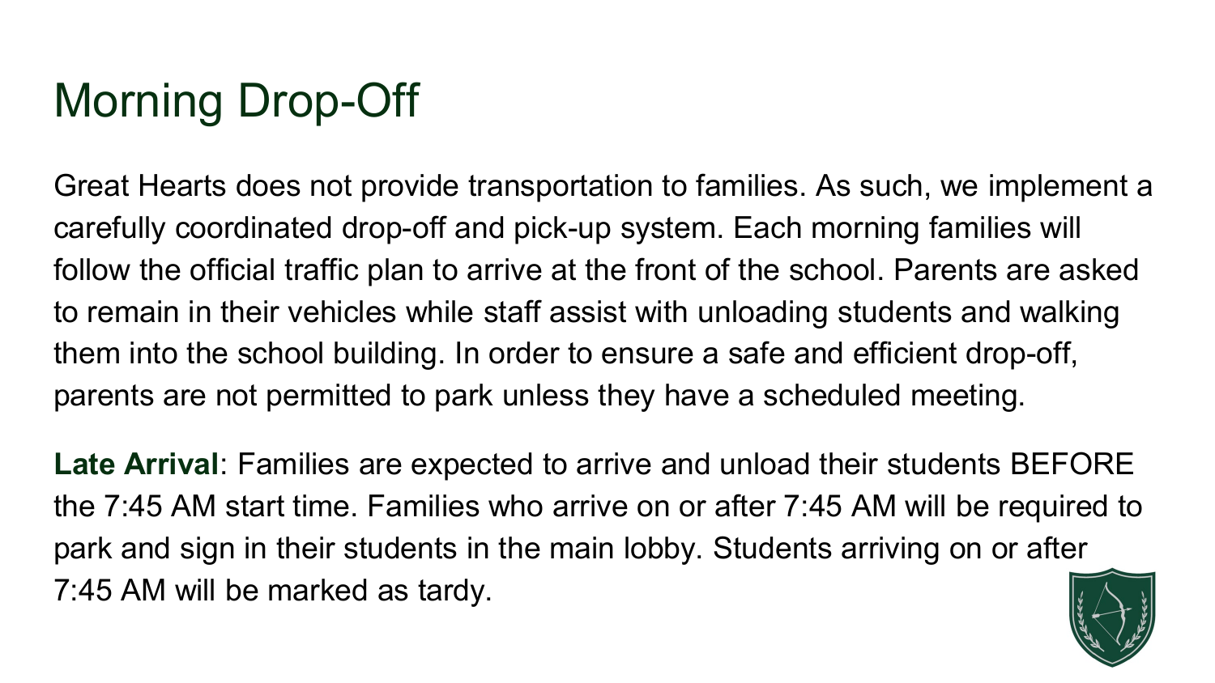# Morning Drop-Off

Great Hearts does not provide transportation to families. As such, we implement a carefully coordinated drop-off and pick-up system. Each morning families will follow the official traffic plan to arrive at the front of the school. Parents are asked to remain in their vehicles while staff assist with unloading students and walking them into the school building. In order to ensure a safe and efficient drop-off, parents are not permitted to park unless they have a scheduled meeting.

**Late Arrival**: Families are expected to arrive and unload their students BEFORE the 7:45 AM start time. Families who arrive on or after 7:45 AM will be required to park and sign in their students in the main lobby. Students arriving on or after 7:45 AM will be marked as tardy.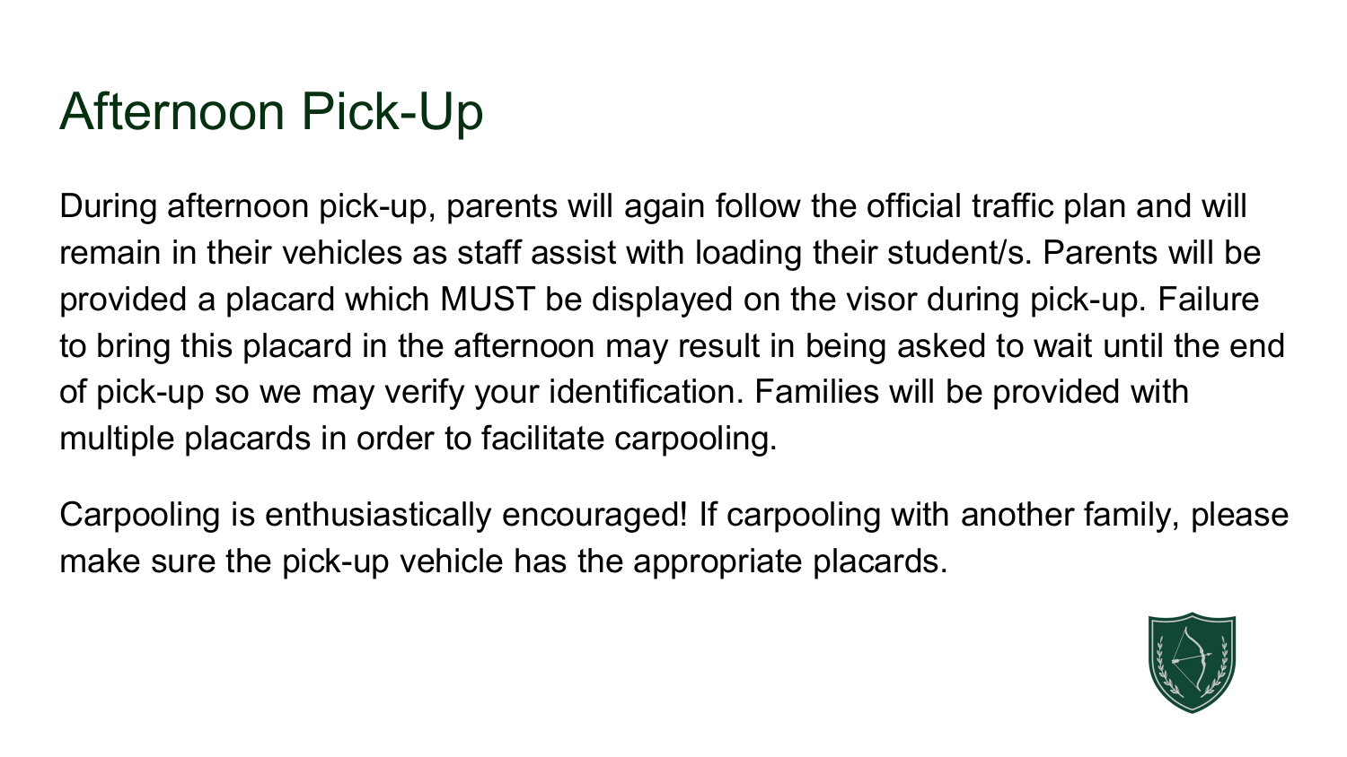# Afternoon Pick-Up

During afternoon pick-up, parents will again follow the official traffic plan and will remain in their vehicles as staff assist with loading their student/s. Parents will be provided a placard which MUST be displayed on the visor during pick-up. Failure to bring this placard in the afternoon may result in being asked to wait until the end of pick-up so we may verify your identification. Families will be provided with multiple placards in order to facilitate carpooling.

Carpooling is enthusiastically encouraged! If carpooling with another family, please make sure the pick-up vehicle has the appropriate placards.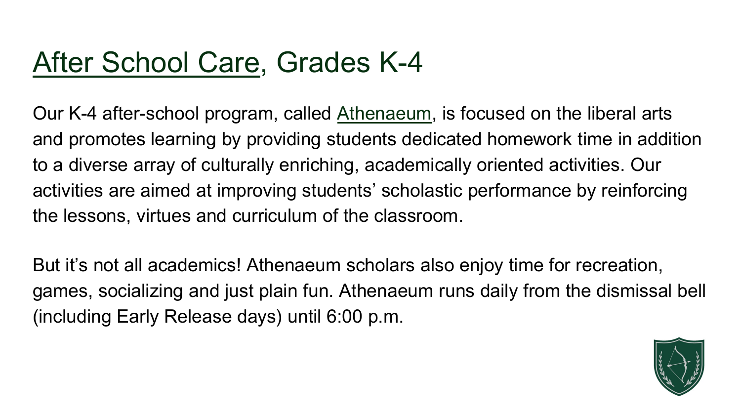# After School Care, Grades K-4

Our K-4 after-school program, called Athenaeum, is focused on the liberal arts and promotes learning by providing students dedicated homework time in addition to a diverse array of culturally enriching, academically oriented activities. Our activities are aimed at improving students' scholastic performance by reinforcing the lessons, virtues and curriculum of the classroom.

But it's not all academics! Athenaeum scholars also enjoy time for recreation, games, socializing and just plain fun. Athenaeum runs daily from the dismissal bell (including Early Release days) until 6:00 p.m.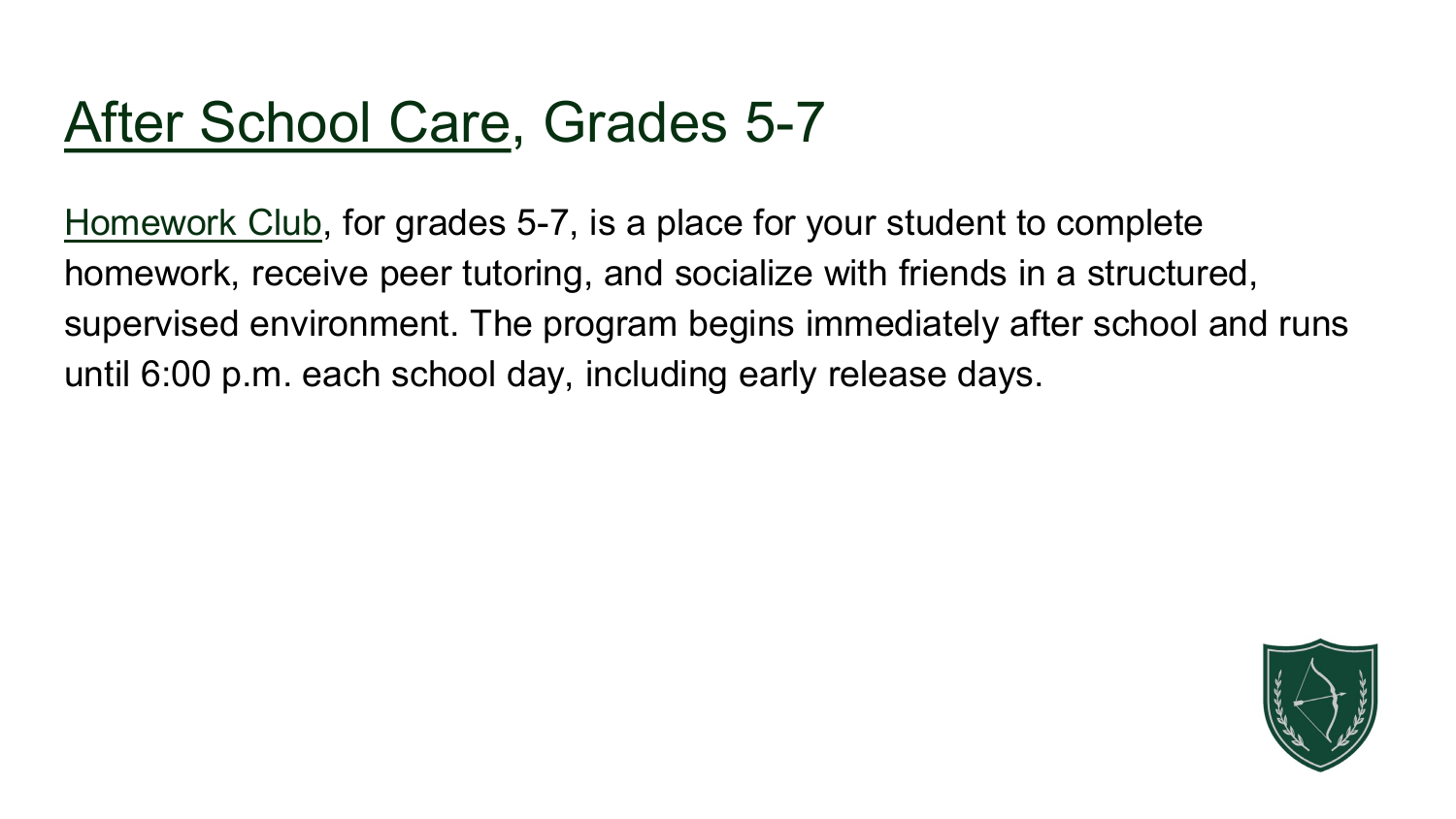# After School Care, Grades 5-7

Homework Club, for grades 5-7, is a place for your student to complete homework, receive peer tutoring, and socialize with friends in a structured, supervised environment. The program begins immediately after school and runs until 6:00 p.m. each school day, including early release days.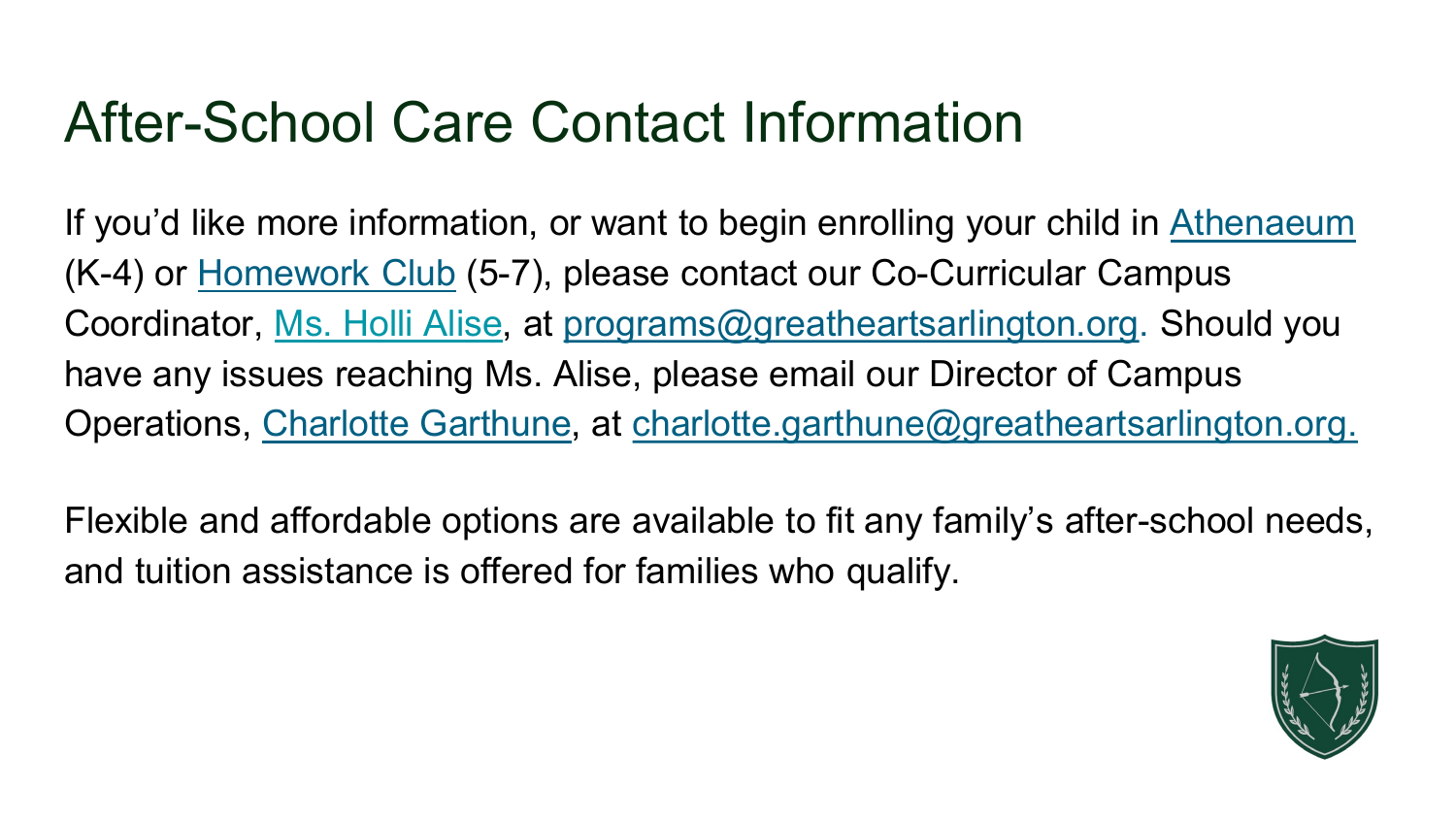# After-School Care Contact Information

If you'd like more information, or want to begin enrolling your child in Athenaeum (K-4) or Homework Club (5-7), please contact our Co-Curricular Campus Coordinator, Ms. Holli Alise, at programs@greatheartsarlington.org. Should you have any issues reaching Ms. Alise, please email our Director of Campus Operations, Charlotte Garthune, at charlotte.garthune@greatheartsarlington.org.

Flexible and affordable options are available to fit any family's after-school needs, and tuition assistance is offered for families who qualify.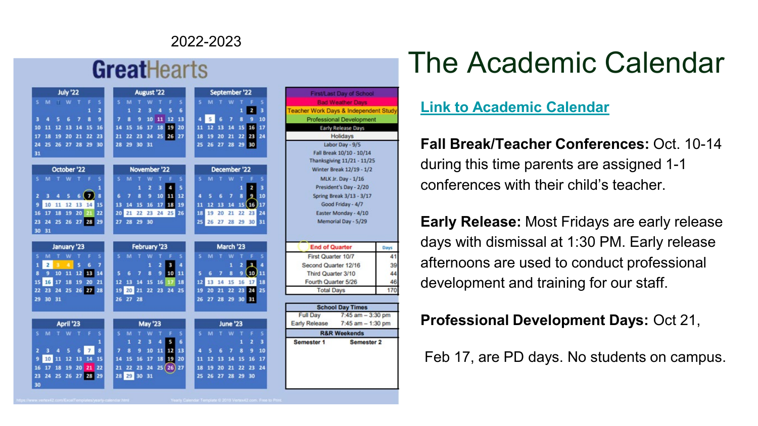2022-2023

# GreatHearts

| Key |
| --- |
| First/Last Day of School |
| Bad Weather Days |
| Teacher Work Days & Independent Study |
| Professional Development |
| Early Release Days |
| Holidays |

| Holidays |
| --- |
| Labor Day - 9/5 |
| Fall Break 10/10 - 10/14 |
| Thanksgiving 11/21 - 11/25 |
| Winter Break 12/19 - 1/2 |
| MLK Jr. Day - 1/16 |
| President's Day - 2/20 |
| Spring Break 3/13 - 3/17 |
| Good Friday - 4/7 |
| Easter Monday - 4/10 |
| Memorial Day - 5/29 |

| End of Quarter | Days |
| --- | --- |
| First Quarter 10/7 | 41 |
| Second Quarter 12/16 | 39 |
| Third Quarter 3/10 | 44 |
| Fourth Quarter 5/26 | 46 |
| Total Days | 170 |

| School Day Times | |
| --- | --- |
| Full Day | 7:45 am – 3:30 pm |
| Early Release | 7:45 am – 1:30 pm |

R&R Weekends

| Semester 1 | Semester 2 |
| --- | --- |

# The Academic Calendar

[Link to Academic Calendar]

**Fall Break/Teacher Conferences:** Oct. 10-14 during this time parents are assigned 1-1 conferences with their child's teacher.

**Early Release:** Most Fridays are early release days with dismissal at 1:30 PM. Early release afternoons are used to conduct professional development and training for our staff.

**Professional Development Days:** Oct 21,

Feb 17, are PD days. No students on campus.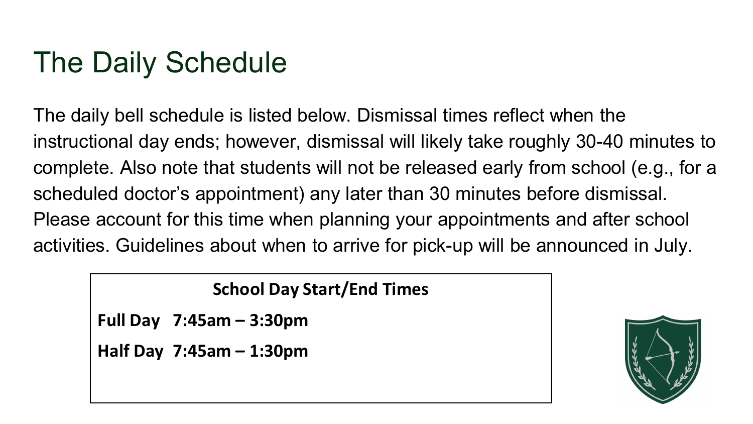# The Daily Schedule

The daily bell schedule is listed below. Dismissal times reflect when the instructional day ends; however, dismissal will likely take roughly 30-40 minutes to complete. Also note that students will not be released early from school (e.g., for a scheduled doctor's appointment) any later than 30 minutes before dismissal. Please account for this time when planning your appointments and after school activities. Guidelines about when to arrive for pick-up will be announced in July.

| School Day Start/End Times | |
| --- | --- |
| **Full Day** | **7:45am – 3:30pm** |
| **Half Day** | **7:45am – 1:30pm** |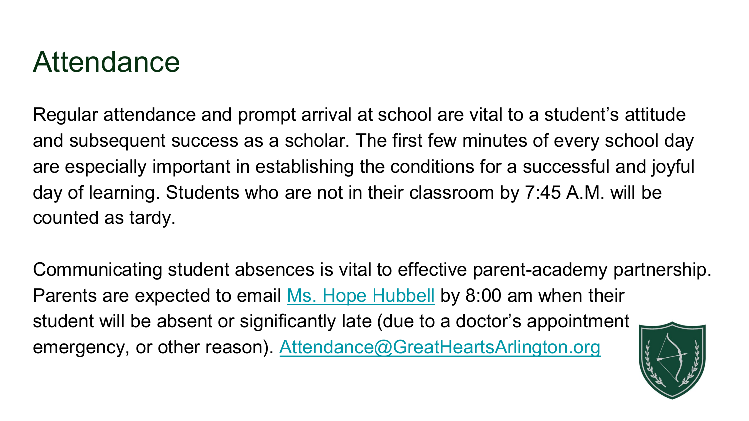# Attendance

Regular attendance and prompt arrival at school are vital to a student's attitude and subsequent success as a scholar. The first few minutes of every school day are especially important in establishing the conditions for a successful and joyful day of learning. Students who are not in their classroom by 7:45 A.M. will be counted as tardy.

Communicating student absences is vital to effective parent-academy partnership. Parents are expected to email Ms. Hope Hubbell by 8:00 am when their student will be absent or significantly late (due to a doctor's appointment, emergency, or other reason). Attendance@GreatHeartsArlington.org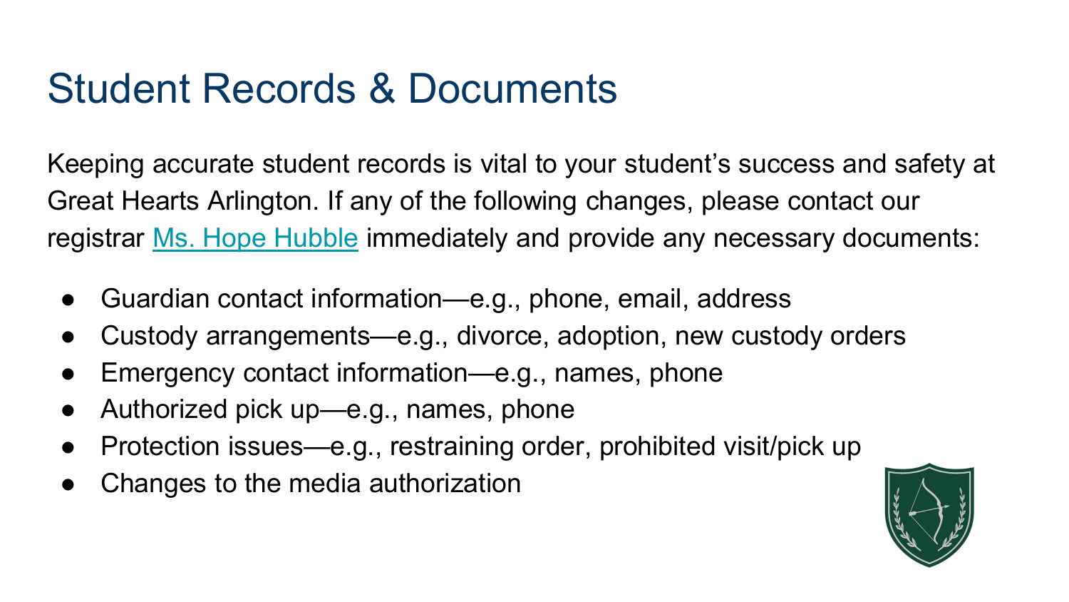# Student Records & Documents

Keeping accurate student records is vital to your student's success and safety at Great Hearts Arlington. If any of the following changes, please contact our registrar Ms. Hope Hubble immediately and provide any necessary documents:

- Guardian contact information—e.g., phone, email, address
- Custody arrangements—e.g., divorce, adoption, new custody orders
- Emergency contact information—e.g., names, phone
- Authorized pick up—e.g., names, phone
- Protection issues—e.g., restraining order, prohibited visit/pick up
- Changes to the media authorization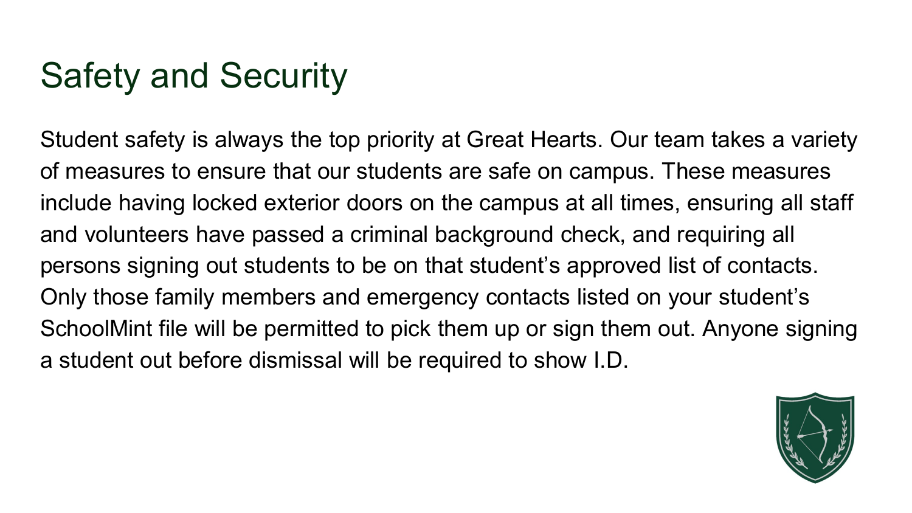# Safety and Security

Student safety is always the top priority at Great Hearts. Our team takes a variety of measures to ensure that our students are safe on campus. These measures include having locked exterior doors on the campus at all times, ensuring all staff and volunteers have passed a criminal background check, and requiring all persons signing out students to be on that student's approved list of contacts. Only those family members and emergency contacts listed on your student's SchoolMint file will be permitted to pick them up or sign them out. Anyone signing a student out before dismissal will be required to show I.D.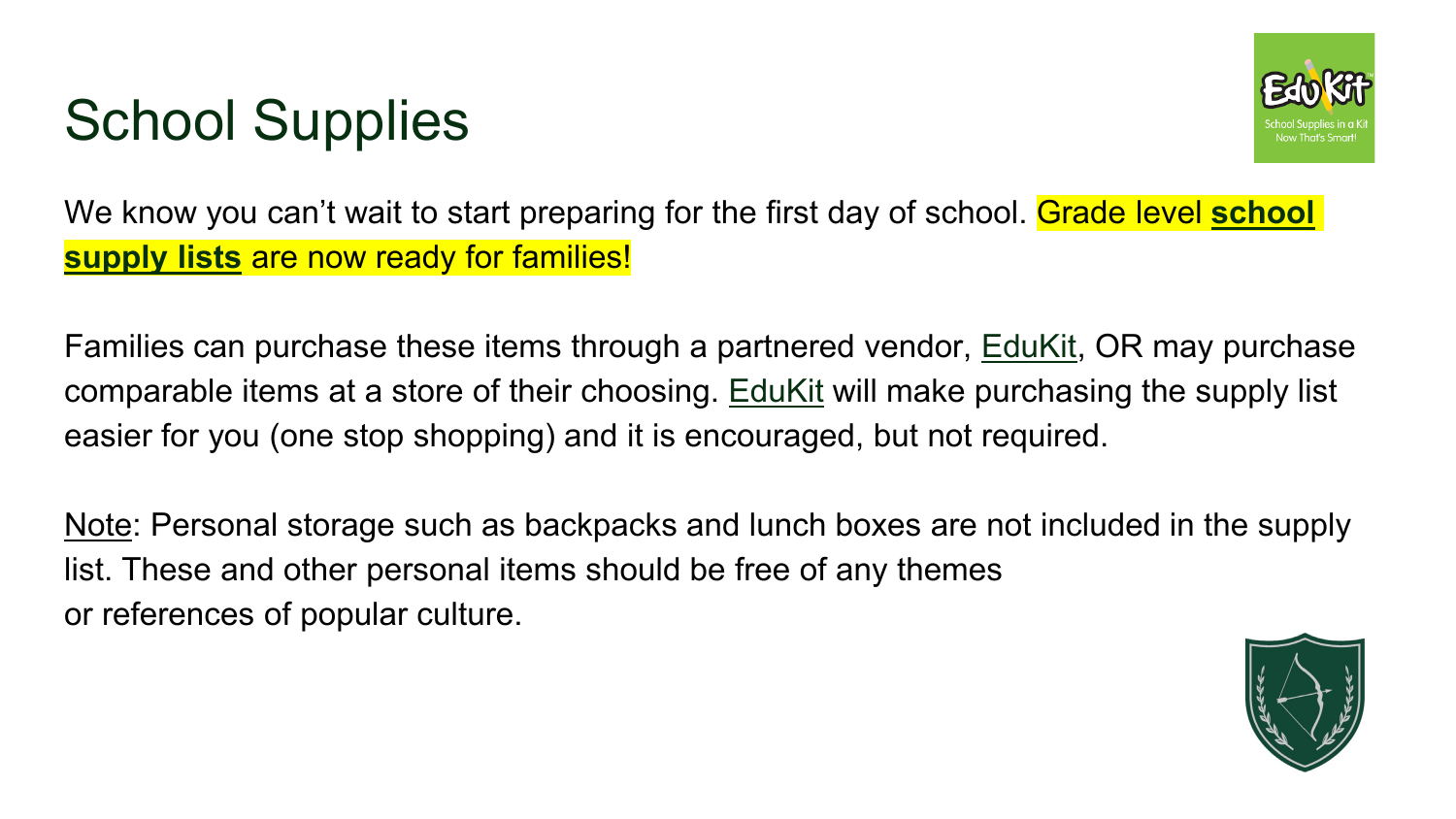# School Supplies

We know you can't wait to start preparing for the first day of school. Grade level **school supply lists** are now ready for families!

Families can purchase these items through a partnered vendor, EduKit, OR may purchase comparable items at a store of their choosing. EduKit will make purchasing the supply list easier for you (one stop shopping) and it is encouraged, but not required.

Note: Personal storage such as backpacks and lunch boxes are not included in the supply list. These and other personal items should be free of any themes or references of popular culture.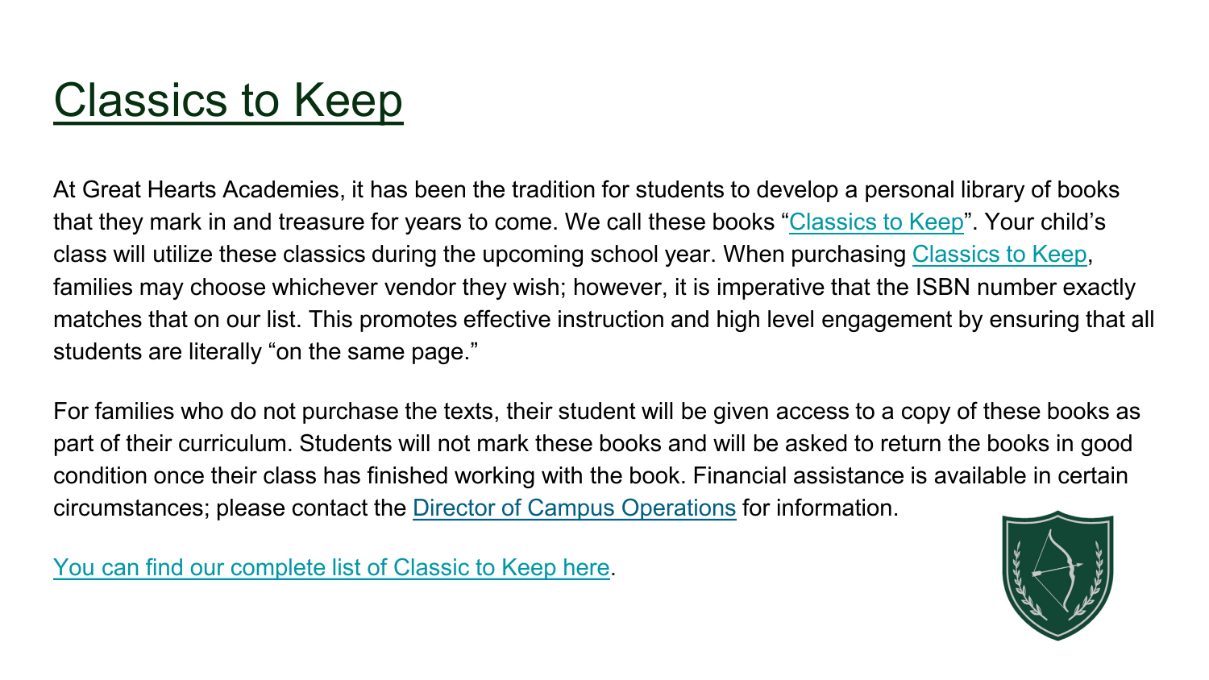# Classics to Keep

At Great Hearts Academies, it has been the tradition for students to develop a personal library of books that they mark in and treasure for years to come. We call these books "Classics to Keep". Your child's class will utilize these classics during the upcoming school year. When purchasing Classics to Keep, families may choose whichever vendor they wish; however, it is imperative that the ISBN number exactly matches that on our list. This promotes effective instruction and high level engagement by ensuring that all students are literally "on the same page."

For families who do not purchase the texts, their student will be given access to a copy of these books as part of their curriculum. Students will not mark these books and will be asked to return the books in good condition once their class has finished working with the book. Financial assistance is available in certain circumstances; please contact the Director of Campus Operations for information.

You can find our complete list of Classic to Keep here.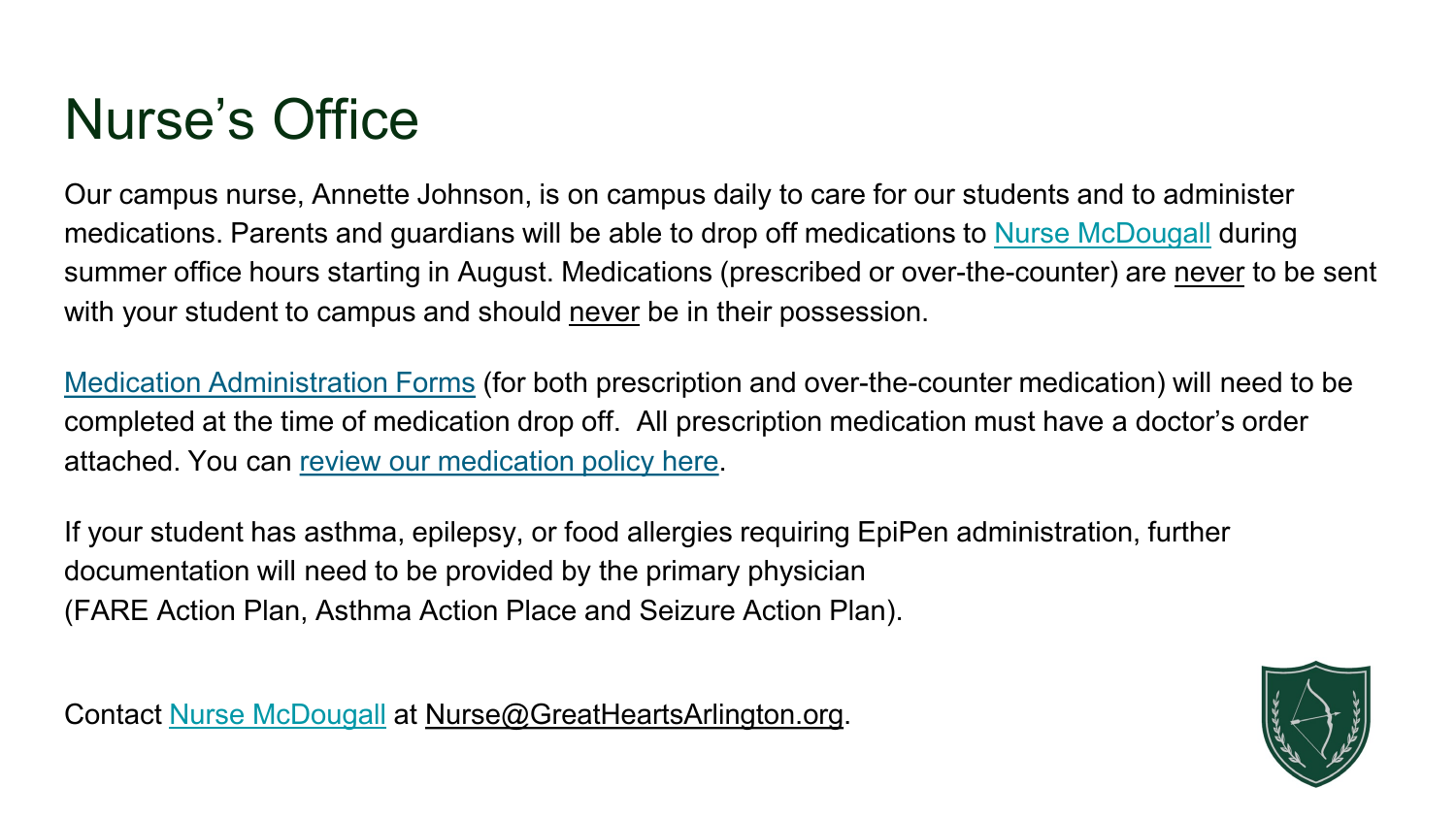# Nurse’s Office

Our campus nurse, Annette Johnson, is on campus daily to care for our students and to administer medications. Parents and guardians will be able to drop off medications to Nurse McDougall during summer office hours starting in August. Medications (prescribed or over-the-counter) are <u>never</u> to be sent with your student to campus and should <u>never</u> be in their possession.

Medication Administration Forms (for both prescription and over-the-counter medication) will need to be completed at the time of medication drop off. All prescription medication must have a doctor’s order attached. You can review our medication policy here.

If your student has asthma, epilepsy, or food allergies requiring EpiPen administration, further documentation will need to be provided by the primary physician (FARE Action Plan, Asthma Action Place and Seizure Action Plan).

Contact Nurse McDougall at Nurse@GreatHeartsArlington.org.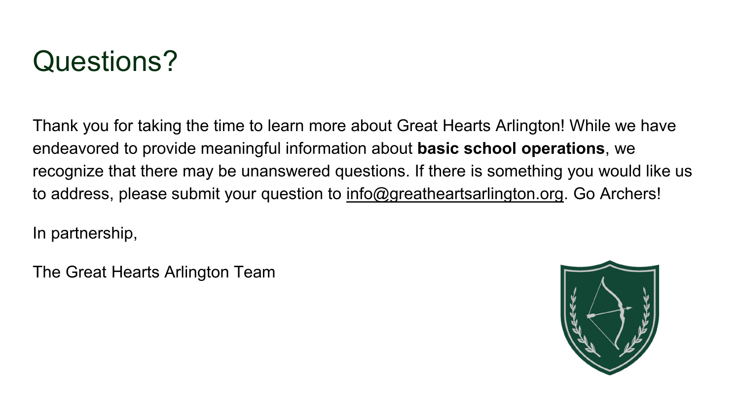# Questions?

Thank you for taking the time to learn more about Great Hearts Arlington! While we have endeavored to provide meaningful information about **basic school operations**, we recognize that there may be unanswered questions. If there is something you would like us to address, please submit your question to info@greatheartsarlington.org. Go Archers!

In partnership,

The Great Hearts Arlington Team